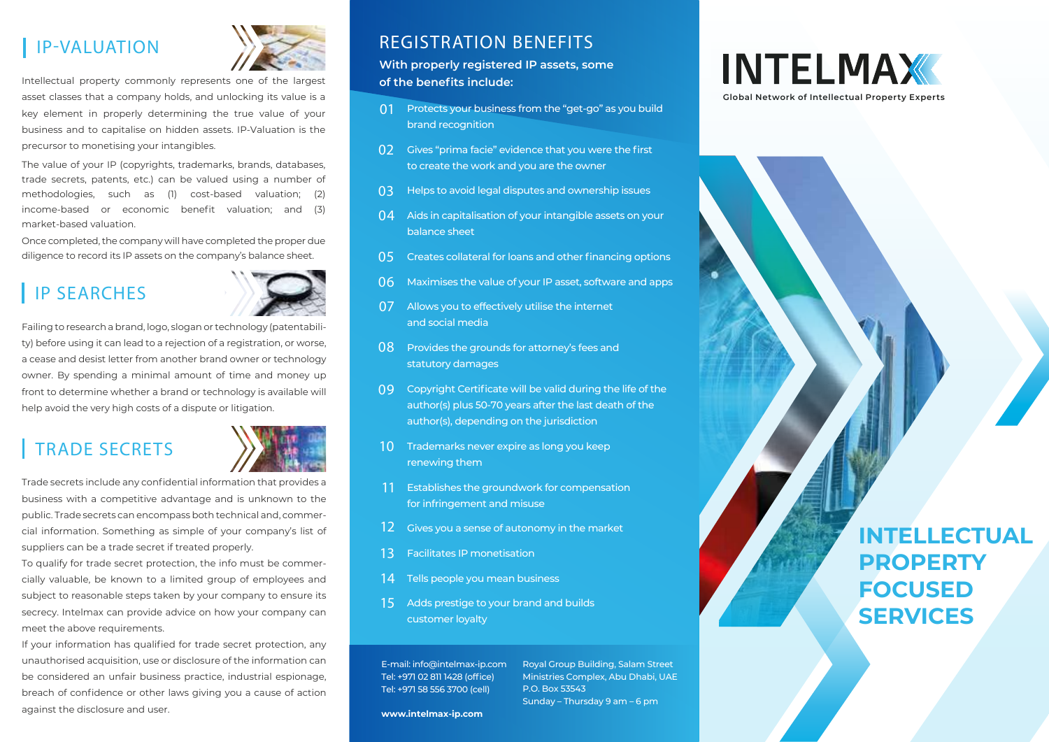## IP-VALUATION

Intellectual property commonly represents one of the largest asset classes that a company holds, and unlocking its value is a key element in properly determining the true value of your business and to capitalise on hidden assets. IP-Valuation is the precursor to monetising your intangibles.

The value of your IP (copyrights, trademarks, brands, databases, trade secrets, patents, etc.) can be valued using a number of methodologies, such as (1) cost-based valuation; (2) income-based or economic benefit valuation; and (3) market-based valuation.

Once completed, the company will have completed the proper due diligence to record its IP assets on the company's balance sheet.

## IP SEARCHES

Failing to research a brand, logo, slogan or technology (patentability) before using it can lead to a rejection of a registration, or worse, a cease and desist letter from another brand owner or technology owner. By spending a minimal amount of time and money up front to determine whether a brand or technology is available will help avoid the very high costs of a dispute or litigation.

## TRADE SECRETS

Trade secrets include any confidential information that provides a business with a competitive advantage and is unknown to the public. Trade secrets can encompass both technical and, commercial information. Something as simple of your company's list of suppliers can be a trade secret if treated properly.

To qualify for trade secret protection, the info must be commercially valuable, be known to a limited group of employees and subject to reasonable steps taken by your company to ensure its secrecy. Intelmax can provide advice on how your company can meet the above requirements.

If your information has qualified for trade secret protection, any unauthorised acquisition, use or disclosure of the information can be considered an unfair business practice, industrial espionage, breach of confidence or other laws giving you a cause of action against the disclosure and user.

## REGISTRATION BENEFITS

**With properly registered IP assets, some of the benefits include:**

01 Protects your business from the "get-go" as you build brand recognition

02 Gives "prima facie" evidence that you were the first to create the work and you are the owner

03 Helps to avoid legal disputes and ownership issues

04 Aids in capitalisation of your intangible assets on your balance sheet

05 Creates collateral for loans and other financing options

06 Maximises the value of your IP asset, software and apps

07 Allows you to effectively utilise the internet and social media

08 Provides the grounds for attorney's fees and statutory damages

09 Copyright Certificate will be valid during the life of the author(s) plus 50-70 years after the last death of the author(s), depending on the jurisdiction

10 Trademarks never expire as long you keep renewing them

11 Establishes the groundwork for compensation for infringement and misuse

12 Gives you a sense of autonomy in the market

13 Facilitates IP monetisation

14 Tells people you mean business

15 Adds prestige to your brand and builds customer loyalty

E-mail: info@intelmax-ip.com
Tel: +971 02 811 1428 (office)
Tel: +971 58 556 3700 (cell)

Royal Group Building, Salam Street
Ministries Complex, Abu Dhabi, UAE
P.O. Box 53543
Sunday – Thursday 9 am – 6 pm

**www.intelmax-ip.com**

# INTELMAX

**Global Network of Intellectual Property Experts**

# INTELLECTUAL PROPERTY FOCUSED SERVICES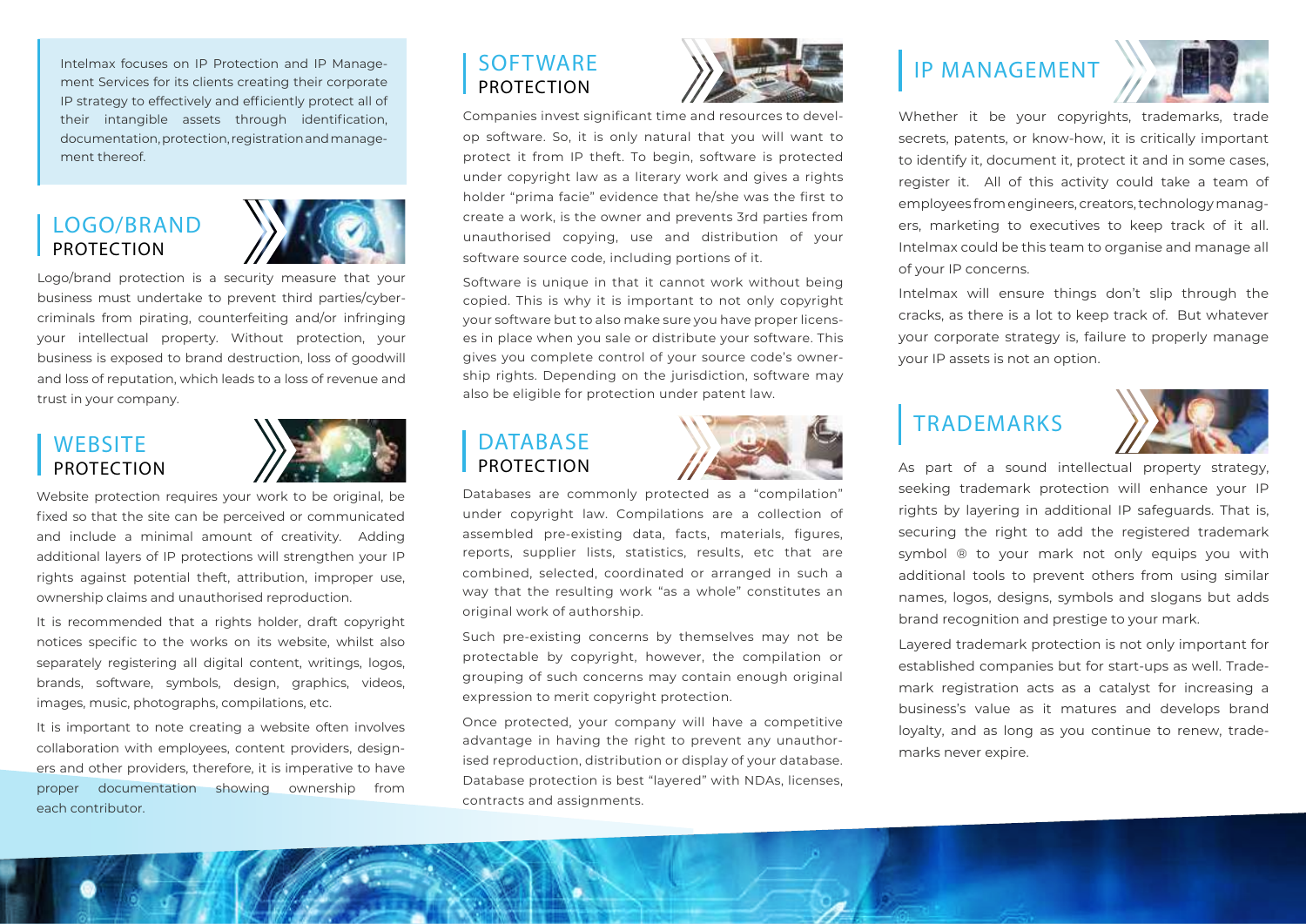Intelmax focuses on IP Protection and IP Management Services for its clients creating their corporate IP strategy to effectively and efficiently protect all of their intangible assets through identification, documentation, protection, registration and management thereof.

## LOGO/BRAND PROTECTION

Logo/brand protection is a security measure that your business must undertake to prevent third parties/cybercriminals from pirating, counterfeiting and/or infringing your intellectual property. Without protection, your business is exposed to brand destruction, loss of goodwill and loss of reputation, which leads to a loss of revenue and trust in your company.

## WEBSITE PROTECTION

Website protection requires your work to be original, be fixed so that the site can be perceived or communicated and include a minimal amount of creativity. Adding additional layers of IP protections will strengthen your IP rights against potential theft, attribution, improper use, ownership claims and unauthorised reproduction.

It is recommended that a rights holder, draft copyright notices specific to the works on its website, whilst also separately registering all digital content, writings, logos, brands, software, symbols, design, graphics, videos, images, music, photographs, compilations, etc.

It is important to note creating a website often involves collaboration with employees, content providers, designers and other providers, therefore, it is imperative to have proper documentation showing ownership from each contributor.

## SOFTWARE PROTECTION

Companies invest significant time and resources to develop software. So, it is only natural that you will want to protect it from IP theft. To begin, software is protected under copyright law as a literary work and gives a rights holder "prima facie" evidence that he/she was the first to create a work, is the owner and prevents 3rd parties from unauthorised copying, use and distribution of your software source code, including portions of it.

Software is unique in that it cannot work without being copied. This is why it is important to not only copyright your software but to also make sure you have proper licenses in place when you sale or distribute your software. This gives you complete control of your source code's ownership rights. Depending on the jurisdiction, software may also be eligible for protection under patent law.

## DATABASE PROTECTION

Databases are commonly protected as a "compilation" under copyright law. Compilations are a collection of assembled pre-existing data, facts, materials, figures, reports, supplier lists, statistics, results, etc that are combined, selected, coordinated or arranged in such a way that the resulting work "as a whole" constitutes an original work of authorship.

Such pre-existing concerns by themselves may not be protectable by copyright, however, the compilation or grouping of such concerns may contain enough original expression to merit copyright protection.

Once protected, your company will have a competitive advantage in having the right to prevent any unauthorised reproduction, distribution or display of your database. Database protection is best "layered" with NDAs, licenses, contracts and assignments.

## IP MANAGEMENT

Whether it be your copyrights, trademarks, trade secrets, patents, or know-how, it is critically important to identify it, document it, protect it and in some cases, register it. All of this activity could take a team of employees from engineers, creators, technology managers, marketing to executives to keep track of it all. Intelmax could be this team to organise and manage all of your IP concerns.

Intelmax will ensure things don't slip through the cracks, as there is a lot to keep track of. But whatever your corporate strategy is, failure to properly manage your IP assets is not an option.

## TRADEMARKS

As part of a sound intellectual property strategy, seeking trademark protection will enhance your IP rights by layering in additional IP safeguards. That is, securing the right to add the registered trademark symbol ® to your mark not only equips you with additional tools to prevent others from using similar names, logos, designs, symbols and slogans but adds brand recognition and prestige to your mark.

Layered trademark protection is not only important for established companies but for start-ups as well. Trademark registration acts as a catalyst for increasing a business's value as it matures and develops brand loyalty, and as long as you continue to renew, trademarks never expire.